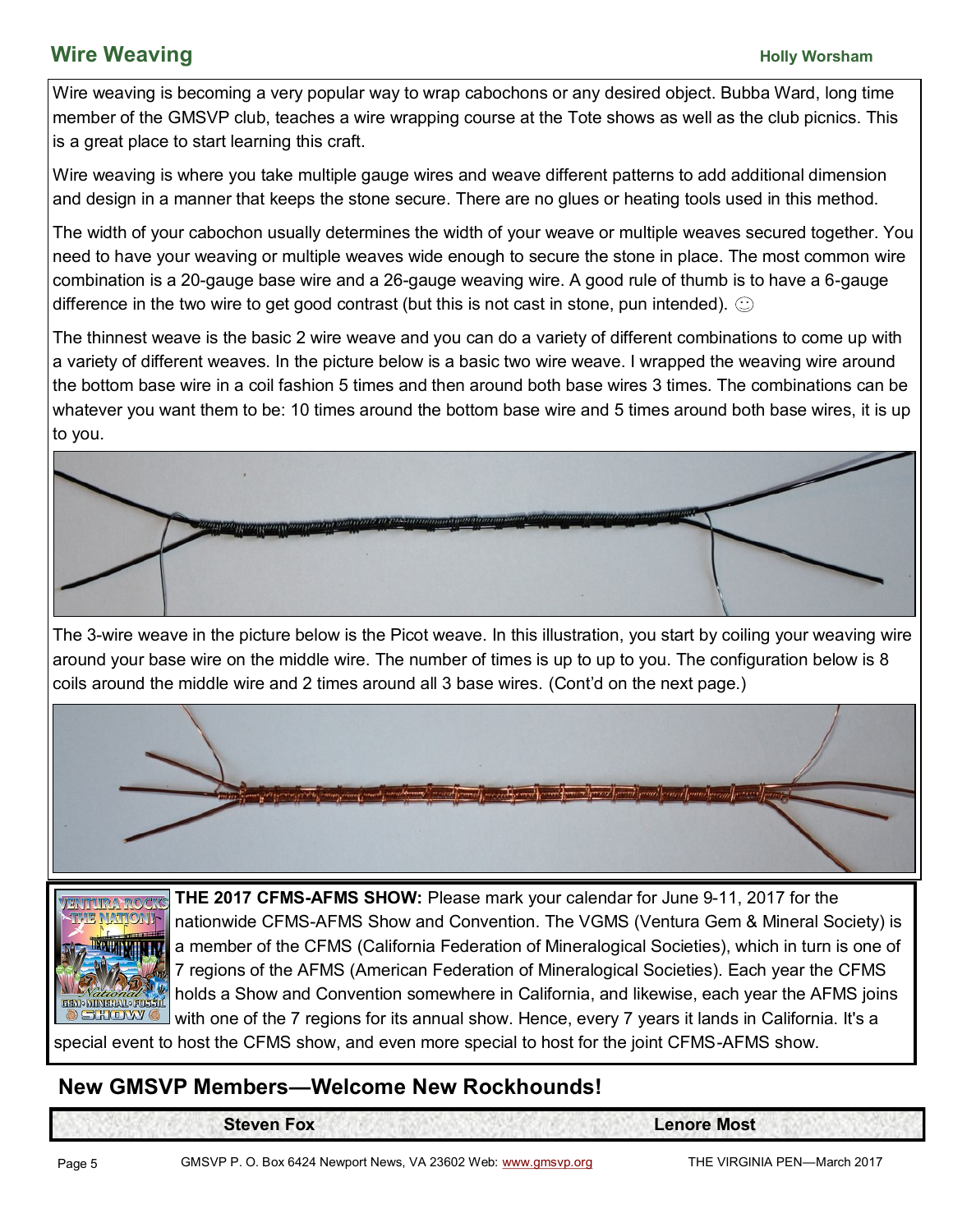## Wire Weaving

**Holly Worsham**

Wire weaving is becoming a very popular way to wrap cabochons or any desired object. Bubba Ward, long time member of the GMSVP club, teaches a wire wrapping course at the Tote shows as well as the club picnics. This is a great place to start learning this craft.

Wire weaving is where you take multiple gauge wires and weave different patterns to add additional dimension and design in a manner that keeps the stone secure. There are no glues or heating tools used in this method.

The width of your cabochon usually determines the width of your weave or multiple weaves secured together. You need to have your weaving or multiple weaves wide enough to secure the stone in place. The most common wire combination is a 20-gauge base wire and a 26-gauge weaving wire. A good rule of thumb is to have a 6-gauge difference in the two wire to get good contrast (but this is not cast in stone, pun intended). ☺

The thinnest weave is the basic 2 wire weave and you can do a variety of different combinations to come up with a variety of different weaves. In the picture below is a basic two wire weave. I wrapped the weaving wire around the bottom base wire in a coil fashion 5 times and then around both base wires 3 times. The combinations can be whatever you want them to be: 10 times around the bottom base wire and 5 times around both base wires, it is up to you.

The 3-wire weave in the picture below is the Picot weave. In this illustration, you start by coiling your weaving wire around your base wire on the middle wire. The number of times is up to up to you. The configuration below is 8 coils around the middle wire and 2 times around all 3 base wires. (Cont'd on the next page.)

**THE 2017 CFMS-AFMS SHOW:** Please mark your calendar for June 9-11, 2017 for the nationwide CFMS-AFMS Show and Convention. The VGMS (Ventura Gem & Mineral Society) is a member of the CFMS (California Federation of Mineralogical Societies), which in turn is one of 7 regions of the AFMS (American Federation of Mineralogical Societies). Each year the CFMS holds a Show and Convention somewhere in California, and likewise, each year the AFMS joins with one of the 7 regions for its annual show. Hence, every 7 years it lands in California. It's a special event to host the CFMS show, and even more special to host for the joint CFMS-AFMS show.

## New GMSVP Members—Welcome New Rockhounds!

| Steven Fox | Lenore Most |
|---|---|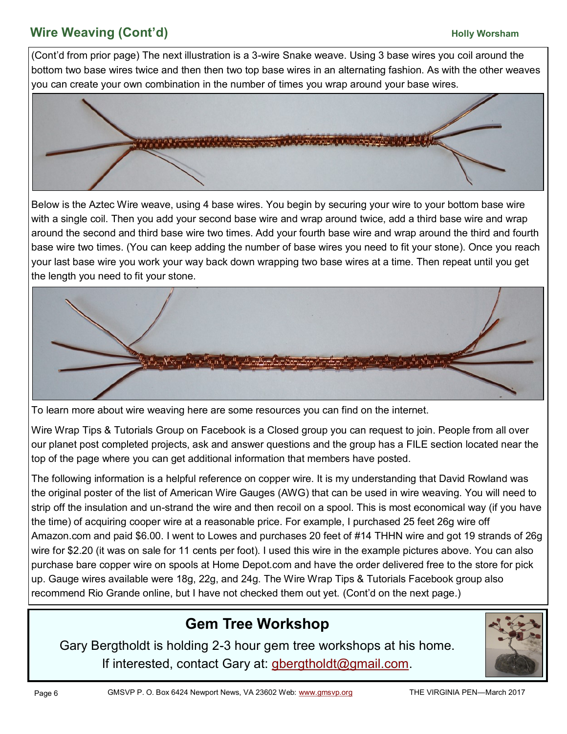## Wire Weaving (Cont'd)

**Holly Worsham**

(Cont'd from prior page) The next illustration is a 3-wire Snake weave. Using 3 base wires you coil around the bottom two base wires twice and then then two top base wires in an alternating fashion. As with the other weaves you can create your own combination in the number of times you wrap around your base wires.

Below is the Aztec Wire weave, using 4 base wires. You begin by securing your wire to your bottom base wire with a single coil. Then you add your second base wire and wrap around twice, add a third base wire and wrap around the second and third base wire two times. Add your fourth base wire and wrap around the third and fourth base wire two times. (You can keep adding the number of base wires you need to fit your stone). Once you reach your last base wire you work your way back down wrapping two base wires at a time. Then repeat until you get the length you need to fit your stone.

To learn more about wire weaving here are some resources you can find on the internet.

Wire Wrap Tips & Tutorials Group on Facebook is a Closed group you can request to join. People from all over our planet post completed projects, ask and answer questions and the group has a FILE section located near the top of the page where you can get additional information that members have posted.

The following information is a helpful reference on copper wire. It is my understanding that David Rowland was the original poster of the list of American Wire Gauges (AWG) that can be used in wire weaving. You will need to strip off the insulation and un-strand the wire and then recoil on a spool. This is most economical way (if you have the time) of acquiring cooper wire at a reasonable price. For example, I purchased 25 feet 26g wire off Amazon.com and paid $6.00. I went to Lowes and purchases 20 feet of #14 THHN wire and got 19 strands of 26g wire for $2.20 (it was on sale for 11 cents per foot). I used this wire in the example pictures above. You can also purchase bare copper wire on spools at Home Depot.com and have the order delivered free to the store for pick up. Gauge wires available were 18g, 22g, and 24g. The Wire Wrap Tips & Tutorials Facebook group also recommend Rio Grande online, but I have not checked them out yet. (Cont'd on the next page.)

## Gem Tree Workshop

Gary Bergtholdt is holding 2-3 hour gem tree workshops at his home.
If interested, contact Gary at: gbergtholdt@gmail.com.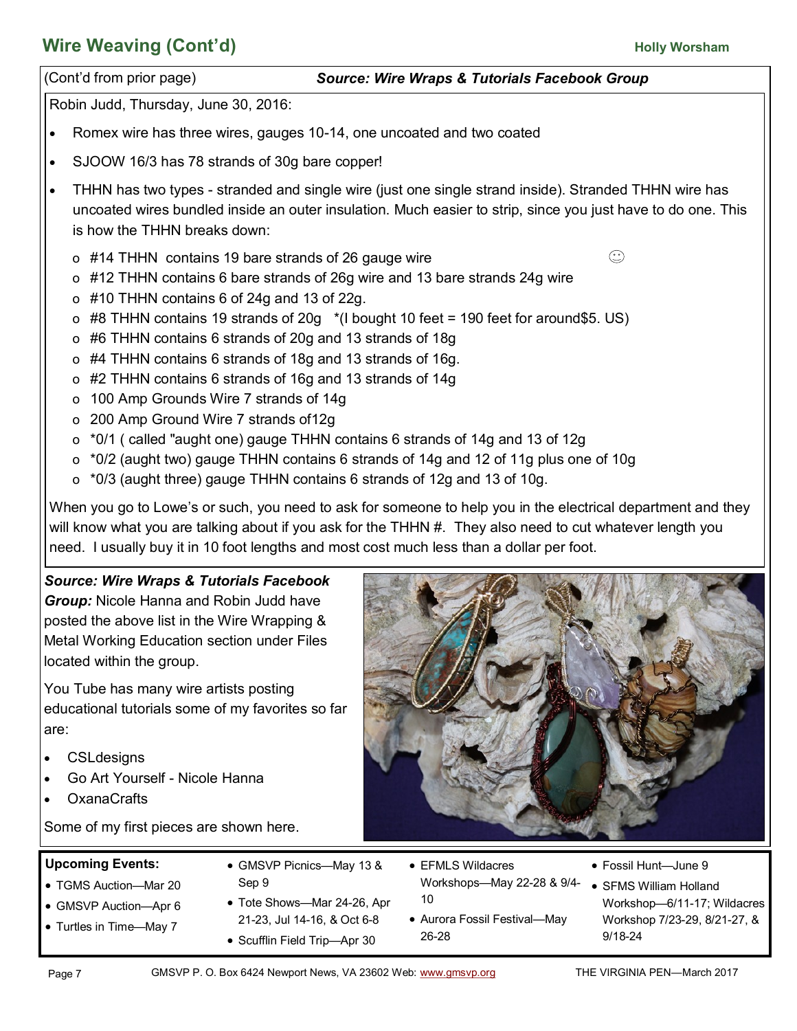## Wire Weaving (Cont'd)

**Holly Worsham**

(Cont'd from prior page) ***Source: Wire Wraps & Tutorials Facebook Group***

Robin Judd, Thursday, June 30, 2016:

- Romex wire has three wires, gauges 10-14, one uncoated and two coated
- SJOOW 16/3 has 78 strands of 30g bare copper!
- THHN has two types - stranded and single wire (just one single strand inside). Stranded THHN wire has uncoated wires bundled inside an outer insulation. Much easier to strip, since you just have to do one. This is how the THHN breaks down:
    - #14 THHN contains 19 bare strands of 26 gauge wire ☺
    - #12 THHN contains 6 bare strands of 26g wire and 13 bare strands 24g wire
    - #10 THHN contains 6 of 24g and 13 of 22g.
    - #8 THHN contains 19 strands of 20g *(I bought 10 feet = 190 feet for around$5. US)
    - #6 THHN contains 6 strands of 20g and 13 strands of 18g
    - #4 THHN contains 6 strands of 18g and 13 strands of 16g.
    - #2 THHN contains 6 strands of 16g and 13 strands of 14g
    - 100 Amp Grounds Wire 7 strands of 14g
    - 200 Amp Ground Wire 7 strands of12g
    - *0/1 ( called "aught one) gauge THHN contains 6 strands of 14g and 13 of 12g
    - *0/2 (aught two) gauge THHN contains 6 strands of 14g and 12 of 11g plus one of 10g
    - *0/3 (aught three) gauge THHN contains 6 strands of 12g and 13 of 10g.

When you go to Lowe's or such, you need to ask for someone to help you in the electrical department and they will know what you are talking about if you ask for the THHN #. They also need to cut whatever length you need. I usually buy it in 10 foot lengths and most cost much less than a dollar per foot.

***Source: Wire Wraps & Tutorials Facebook Group:*** Nicole Hanna and Robin Judd have posted the above list in the Wire Wrapping & Metal Working Education section under Files located within the group.

You Tube has many wire artists posting educational tutorials some of my favorites so far are:

- CSLdesigns
- Go Art Yourself - Nicole Hanna
- OxanaCrafts

Some of my first pieces are shown here.

**Upcoming Events:**

- TGMS Auction—Mar 20
- GMSVP Auction—Apr 6
- Turtles in Time—May 7
- GMSVP Picnics—May 13 & Sep 9
- Tote Shows—Mar 24-26, Apr 21-23, Jul 14-16, & Oct 6-8
- Scufflin Field Trip—Apr 30
- EFMLS Wildacres Workshops—May 22-28 & 9/4-10
- Aurora Fossil Festival—May 26-28
- Fossil Hunt—June 9
- SFMS William Holland Workshop—6/11-17; Wildacres Workshop 7/23-29, 8/21-27, & 9/18-24